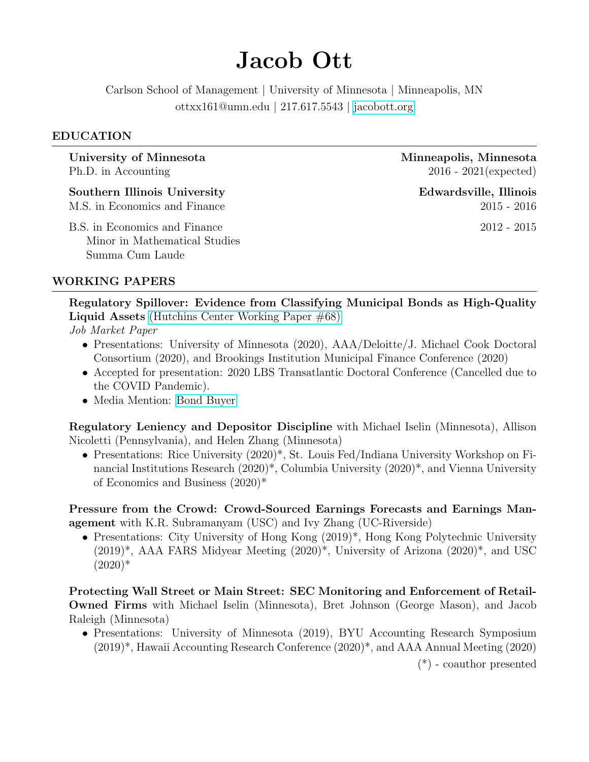# Jacob Ott

Carlson School of Management | University of Minnesota | Minneapolis, MN
ottxx161@umn.edu | 217.617.5543 | jacobott.org

## EDUCATION

**University of Minnesota** — **Minneapolis, Minnesota**
Ph.D. in Accounting — 2016 - 2021(expected)

**Southern Illinois University** — **Edwardsville, Illinois**
M.S. in Economics and Finance — 2015 - 2016

B.S. in Economics and Finance — 2012 - 2015
Minor in Mathematical Studies
Summa Cum Laude

## WORKING PAPERS

**Regulatory Spillover: Evidence from Classifying Municipal Bonds as High-Quality Liquid Assets** (Hutchins Center Working Paper #68)
*Job Market Paper*

- Presentations: University of Minnesota (2020), AAA/Deloitte/J. Michael Cook Doctoral Consortium (2020), and Brookings Institution Municipal Finance Conference (2020)
- Accepted for presentation: 2020 LBS Transatlantic Doctoral Conference (Cancelled due to the COVID Pandemic).
- Media Mention: Bond Buyer

**Regulatory Leniency and Depositor Discipline** with Michael Iselin (Minnesota), Allison Nicoletti (Pennsylvania), and Helen Zhang (Minnesota)

- Presentations: Rice University (2020)*, St. Louis Fed/Indiana University Workshop on Financial Institutions Research (2020)*, Columbia University (2020)*, and Vienna University of Economics and Business (2020)*

**Pressure from the Crowd: Crowd-Sourced Earnings Forecasts and Earnings Management** with K.R. Subramanyam (USC) and Ivy Zhang (UC-Riverside)

- Presentations: City University of Hong Kong (2019)*, Hong Kong Polytechnic University (2019)*, AAA FARS Midyear Meeting (2020)*, University of Arizona (2020)*, and USC (2020)*

**Protecting Wall Street or Main Street: SEC Monitoring and Enforcement of Retail-Owned Firms** with Michael Iselin (Minnesota), Bret Johnson (George Mason), and Jacob Raleigh (Minnesota)

- Presentations: University of Minnesota (2019), BYU Accounting Research Symposium (2019)*, Hawaii Accounting Research Conference (2020)*, and AAA Annual Meeting (2020)

(*) - coauthor presented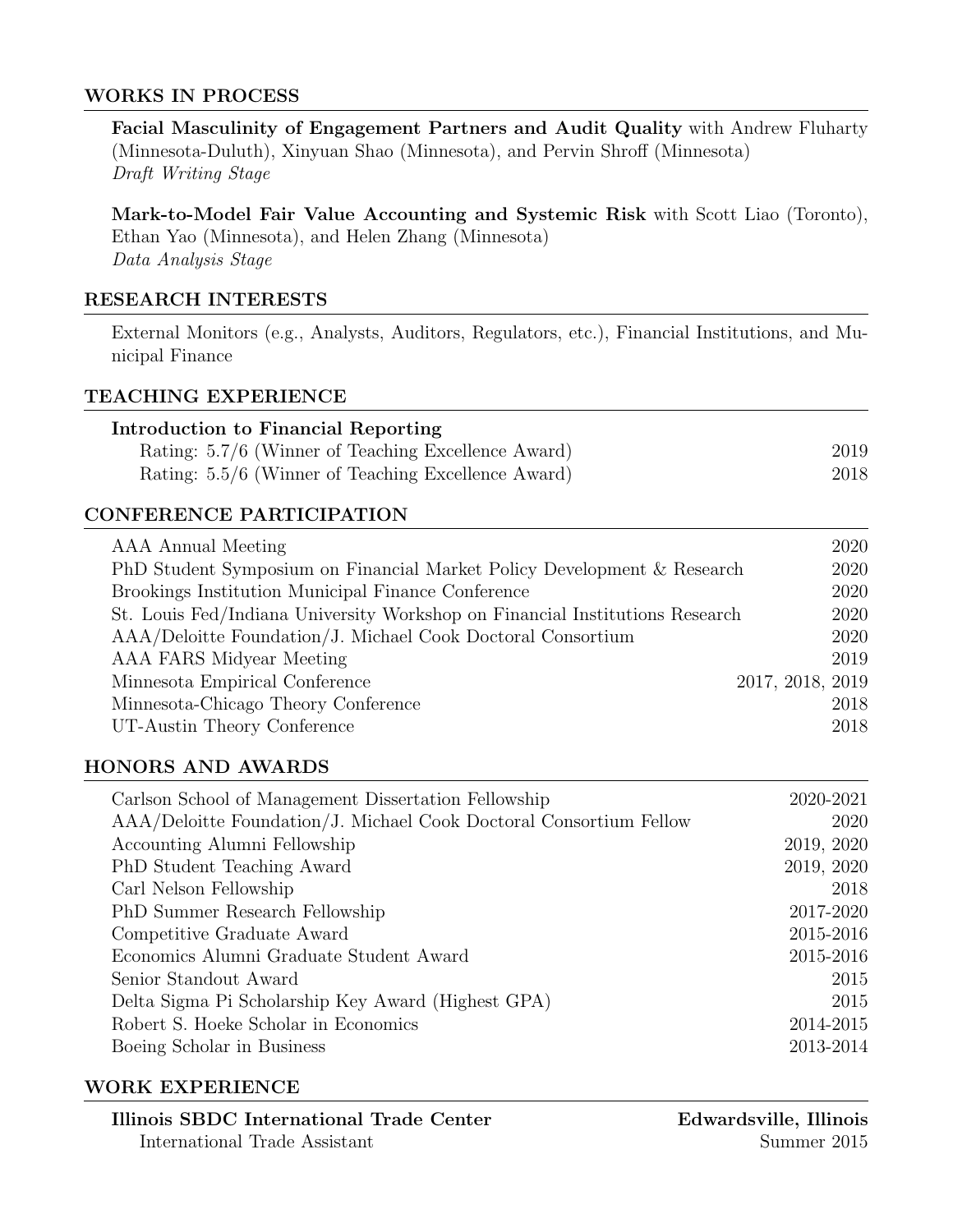## WORKS IN PROCESS

**Facial Masculinity of Engagement Partners and Audit Quality** with Andrew Fluharty (Minnesota-Duluth), Xinyuan Shao (Minnesota), and Pervin Shroff (Minnesota)
*Draft Writing Stage*

**Mark-to-Model Fair Value Accounting and Systemic Risk** with Scott Liao (Toronto), Ethan Yao (Minnesota), and Helen Zhang (Minnesota)
*Data Analysis Stage*

## RESEARCH INTERESTS

External Monitors (e.g., Analysts, Auditors, Regulators, etc.), Financial Institutions, and Municipal Finance

## TEACHING EXPERIENCE

**Introduction to Financial Reporting**

| | |
|---|---|
| Rating: 5.7/6 (Winner of Teaching Excellence Award) | 2019 |
| Rating: 5.5/6 (Winner of Teaching Excellence Award) | 2018 |

## CONFERENCE PARTICIPATION

| | |
|---|---|
| AAA Annual Meeting | 2020 |
| PhD Student Symposium on Financial Market Policy Development & Research | 2020 |
| Brookings Institution Municipal Finance Conference | 2020 |
| St. Louis Fed/Indiana University Workshop on Financial Institutions Research | 2020 |
| AAA/Deloitte Foundation/J. Michael Cook Doctoral Consortium | 2020 |
| AAA FARS Midyear Meeting | 2019 |
| Minnesota Empirical Conference | 2017, 2018, 2019 |
| Minnesota-Chicago Theory Conference | 2018 |
| UT-Austin Theory Conference | 2018 |

## HONORS AND AWARDS

| | |
|---|---|
| Carlson School of Management Dissertation Fellowship | 2020-2021 |
| AAA/Deloitte Foundation/J. Michael Cook Doctoral Consortium Fellow | 2020 |
| Accounting Alumni Fellowship | 2019, 2020 |
| PhD Student Teaching Award | 2019, 2020 |
| Carl Nelson Fellowship | 2018 |
| PhD Summer Research Fellowship | 2017-2020 |
| Competitive Graduate Award | 2015-2016 |
| Economics Alumni Graduate Student Award | 2015-2016 |
| Senior Standout Award | 2015 |
| Delta Sigma Pi Scholarship Key Award (Highest GPA) | 2015 |
| Robert S. Hoeke Scholar in Economics | 2014-2015 |
| Boeing Scholar in Business | 2013-2014 |

## WORK EXPERIENCE

**Illinois SBDC International Trade Center** — **Edwardsville, Illinois**
International Trade Assistant — Summer 2015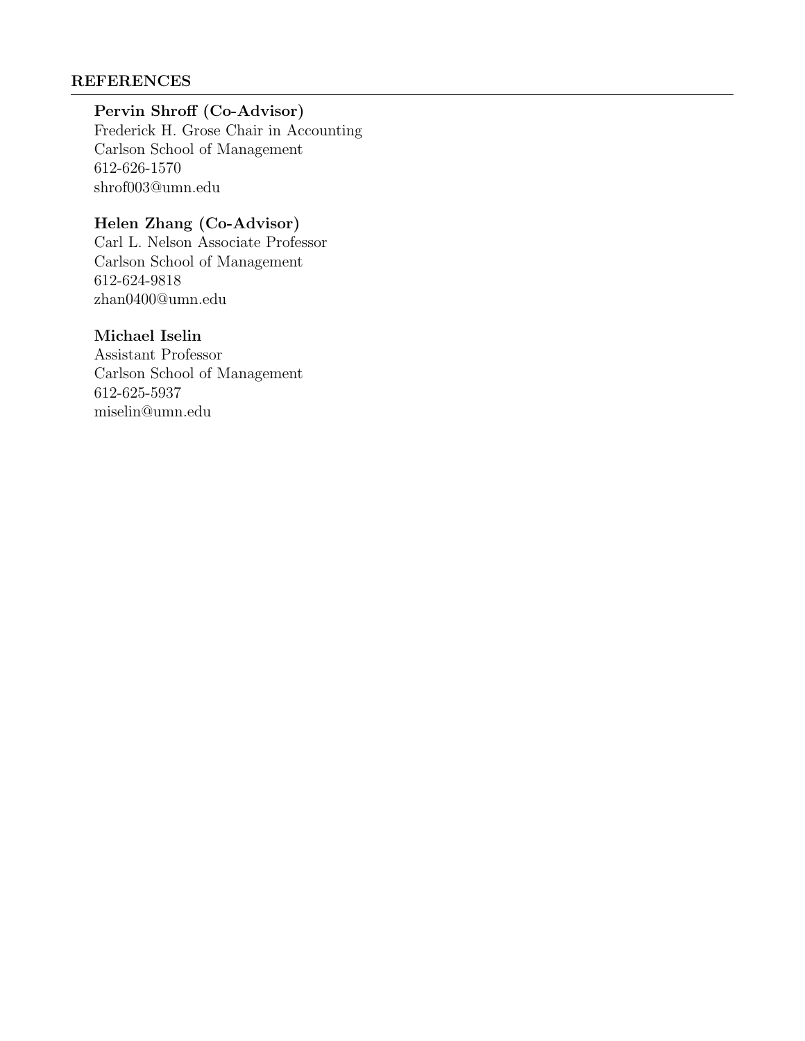## REFERENCES

**Pervin Shroff (Co-Advisor)**
Frederick H. Grose Chair in Accounting
Carlson School of Management
612-626-1570
shrof003@umn.edu

**Helen Zhang (Co-Advisor)**
Carl L. Nelson Associate Professor
Carlson School of Management
612-624-9818
zhan0400@umn.edu

**Michael Iselin**
Assistant Professor
Carlson School of Management
612-625-5937
miselin@umn.edu